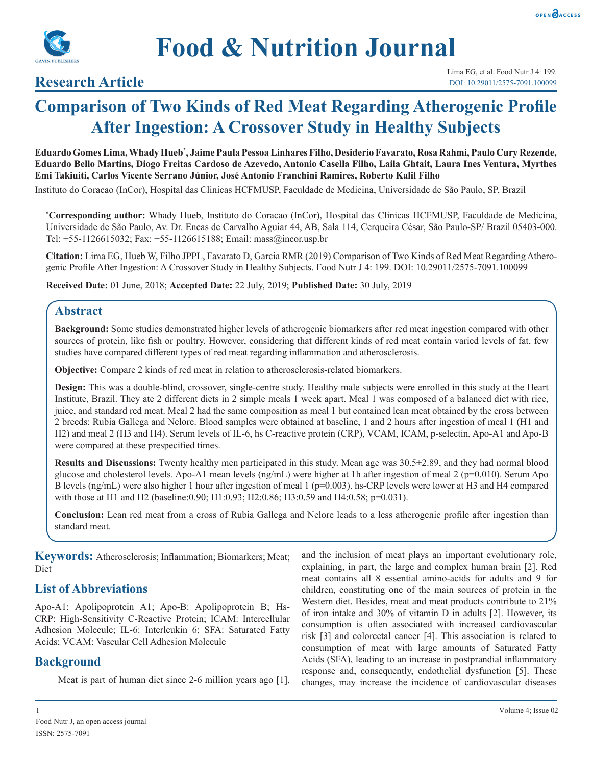# Research Article

# Comparison of Two Kinds of Red Meat Regarding Atherogenic Profile After Ingestion: A Crossover Study in Healthy Subjects

**Eduardo Gomes Lima, Whady Hueb[*], Jaime Paula Pessoa Linhares Filho, Desiderio Favarato, Rosa Rahmi, Paulo Cury Rezende, Eduardo Bello Martins, Diogo Freitas Cardoso de Azevedo, Antonio Casella Filho, Laila Ghtait, Laura Ines Ventura, Myrthes Emi Takiuiti, Carlos Vicente Serrano Júnior, José Antonio Franchini Ramires, Roberto Kalil Filho**

Instituto do Coracao (InCor), Hospital das Clinicas HCFMUSP, Faculdade de Medicina, Universidade de São Paulo, SP, Brazil

[*]**Corresponding author:** Whady Hueb, Instituto do Coracao (InCor), Hospital das Clinicas HCFMUSP, Faculdade de Medicina, Universidade de São Paulo, Av. Dr. Eneas de Carvalho Aguiar 44, AB, Sala 114, Cerqueira César, São Paulo-SP/ Brazil 05403-000. Tel: +55-1126615032; Fax: +55-1126615188; Email: mass@incor.usp.br

**Citation:** Lima EG, Hueb W, Filho JPPL, Favarato D, Garcia RMR (2019) Comparison of Two Kinds of Red Meat Regarding Atherogenic Profile After Ingestion: A Crossover Study in Healthy Subjects. Food Nutr J 4: 199. DOI: 10.29011/2575-7091.100099

**Received Date:** 01 June, 2018; **Accepted Date:** 22 July, 2019; **Published Date:** 30 July, 2019

## Abstract

**Background:** Some studies demonstrated higher levels of atherogenic biomarkers after red meat ingestion compared with other sources of protein, like fish or poultry. However, considering that different kinds of red meat contain varied levels of fat, few studies have compared different types of red meat regarding inflammation and atherosclerosis.

**Objective:** Compare 2 kinds of red meat in relation to atherosclerosis-related biomarkers.

**Design:** This was a double-blind, crossover, single-centre study. Healthy male subjects were enrolled in this study at the Heart Institute, Brazil. They ate 2 different diets in 2 simple meals 1 week apart. Meal 1 was composed of a balanced diet with rice, juice, and standard red meat. Meal 2 had the same composition as meal 1 but contained lean meat obtained by the cross between 2 breeds: Rubia Gallega and Nelore. Blood samples were obtained at baseline, 1 and 2 hours after ingestion of meal 1 (H1 and H2) and meal 2 (H3 and H4). Serum levels of IL-6, hs C-reactive protein (CRP), VCAM, ICAM, p-selectin, Apo-A1 and Apo-B were compared at these prespecified times.

**Results and Discussions:** Twenty healthy men participated in this study. Mean age was 30.5±2.89, and they had normal blood glucose and cholesterol levels. Apo-A1 mean levels (ng/mL) were higher at 1h after ingestion of meal 2 ($p=0.010$). Serum Apo B levels (ng/mL) were also higher 1 hour after ingestion of meal 1 ($p=0.003$). hs-CRP levels were lower at H3 and H4 compared with those at H1 and H2 (baseline:0.90; H1:0.93; H2:0.86; H3:0.59 and H4:0.58; $p=0.031$).

**Conclusion:** Lean red meat from a cross of Rubia Gallega and Nelore leads to a less atherogenic profile after ingestion than standard meat.

**Keywords:** Atherosclerosis; Inflammation; Biomarkers; Meat; Diet

## List of Abbreviations

Apo-A1: Apolipoprotein A1; Apo-B: Apolipoprotein B; Hs-CRP: High-Sensitivity C-Reactive Protein; ICAM: Intercellular Adhesion Molecule; IL-6: Interleukin 6; SFA: Saturated Fatty Acids; VCAM: Vascular Cell Adhesion Molecule

## Background

Meat is part of human diet since 2-6 million years ago [1], and the inclusion of meat plays an important evolutionary role, explaining, in part, the large and complex human brain [2]. Red meat contains all 8 essential amino-acids for adults and 9 for children, constituting one of the main sources of protein in the Western diet. Besides, meat and meat products contribute to 21% of iron intake and 30% of vitamin D in adults [2]. However, its consumption is often associated with increased cardiovascular risk [3] and colorectal cancer [4]. This association is related to consumption of meat with large amounts of Saturated Fatty Acids (SFA), leading to an increase in postprandial inflammatory response and, consequently, endothelial dysfunction [5]. These changes, may increase the incidence of cardiovascular diseases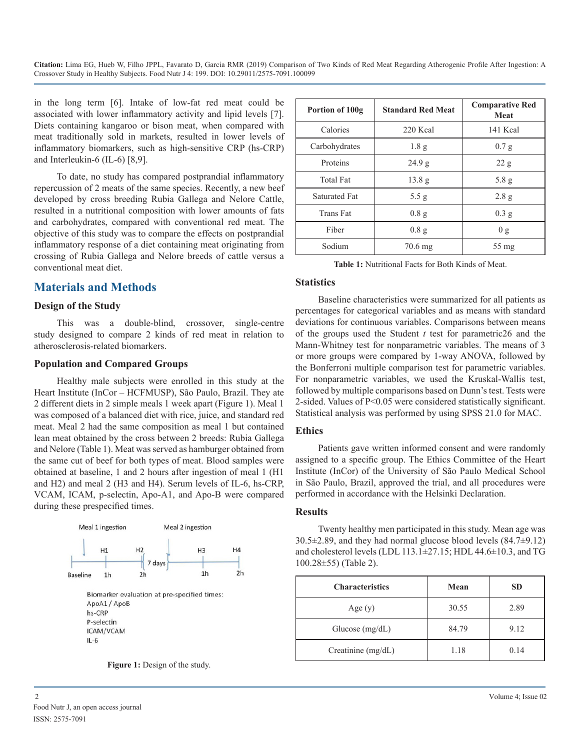in the long term [6]. Intake of low-fat red meat could be associated with lower inflammatory activity and lipid levels [7]. Diets containing kangaroo or bison meat, when compared with meat traditionally sold in markets, resulted in lower levels of inflammatory biomarkers, such as high-sensitive CRP (hs-CRP) and Interleukin-6 (IL-6) [8,9].

To date, no study has compared postprandial inflammatory repercussion of 2 meats of the same species. Recently, a new beef developed by cross breeding Rubia Gallega and Nelore Cattle, resulted in a nutritional composition with lower amounts of fats and carbohydrates, compared with conventional red meat. The objective of this study was to compare the effects on postprandial inflammatory response of a diet containing meat originating from crossing of Rubia Gallega and Nelore breeds of cattle versus a conventional meat diet.

## Materials and Methods

### Design of the Study

This was a double-blind, crossover, single-centre study designed to compare 2 kinds of red meat in relation to atherosclerosis-related biomarkers.

### Population and Compared Groups

Healthy male subjects were enrolled in this study at the Heart Institute (InCor – HCFMUSP), São Paulo, Brazil. They ate 2 different diets in 2 simple meals 1 week apart (Figure 1). Meal 1 was composed of a balanced diet with rice, juice, and standard red meat. Meal 2 had the same composition as meal 1 but contained lean meat obtained by the cross between 2 breeds: Rubia Gallega and Nelore (Table 1). Meat was served as hamburger obtained from the same cut of beef for both types of meat. Blood samples were obtained at baseline, 1 and 2 hours after ingestion of meal 1 (H1 and H2) and meal 2 (H3 and H4). Serum levels of IL-6, hs-CRP, VCAM, ICAM, p-selectin, Apo-A1, and Apo-B were compared during these prespecified times.

Meal 1 ingestion — Meal 2 ingestion

Baseline — H1 (1h) — H2 (2h) — 7 days — H3 (1h) — H4 (2h)

Biomarker evaluation at pre-specified times:
ApoA1 / ApoB
hs-CRP
P-selectin
ICAM/VCAM
IL-6

**Figure 1:** Design of the study.

| Portion of 100g | Standard Red Meat | Comparative Red Meat |
|---|---|---|
| Calories | 220 Kcal | 141 Kcal |
| Carbohydrates | 1.8 g | 0.7 g |
| Proteins | 24.9 g | 22 g |
| Total Fat | 13.8 g | 5.8 g |
| Saturated Fat | 5.5 g | 2.8 g |
| Trans Fat | 0.8 g | 0.3 g |
| Fiber | 0.8 g | 0 g |
| Sodium | 70.6 mg | 55 mg |

**Table 1:** Nutritional Facts for Both Kinds of Meat.

### Statistics

Baseline characteristics were summarized for all patients as percentages for categorical variables and as means with standard deviations for continuous variables. Comparisons between means of the groups used the Student *t* test for parametric26 and the Mann-Whitney test for nonparametric variables. The means of 3 or more groups were compared by 1-way ANOVA, followed by the Bonferroni multiple comparison test for parametric variables. For nonparametric variables, we used the Kruskal-Wallis test, followed by multiple comparisons based on Dunn's test. Tests were 2-sided. Values of $P<0.05$ were considered statistically significant. Statistical analysis was performed by using SPSS 21.0 for MAC.

### Ethics

Patients gave written informed consent and were randomly assigned to a specific group. The Ethics Committee of the Heart Institute (InCor) of the University of São Paulo Medical School in São Paulo, Brazil, approved the trial, and all procedures were performed in accordance with the Helsinki Declaration.

### Results

Twenty healthy men participated in this study. Mean age was 30.5±2.89, and they had normal glucose blood levels (84.7±9.12) and cholesterol levels (LDL 113.1±27.15; HDL 44.6±10.3, and TG 100.28±55) (Table 2).

| Characteristics | Mean | SD |
|---|---|---|
| Age (y) | 30.55 | 2.89 |
| Glucose (mg/dL) | 84.79 | 9.12 |
| Creatinine (mg/dL) | 1.18 | 0.14 |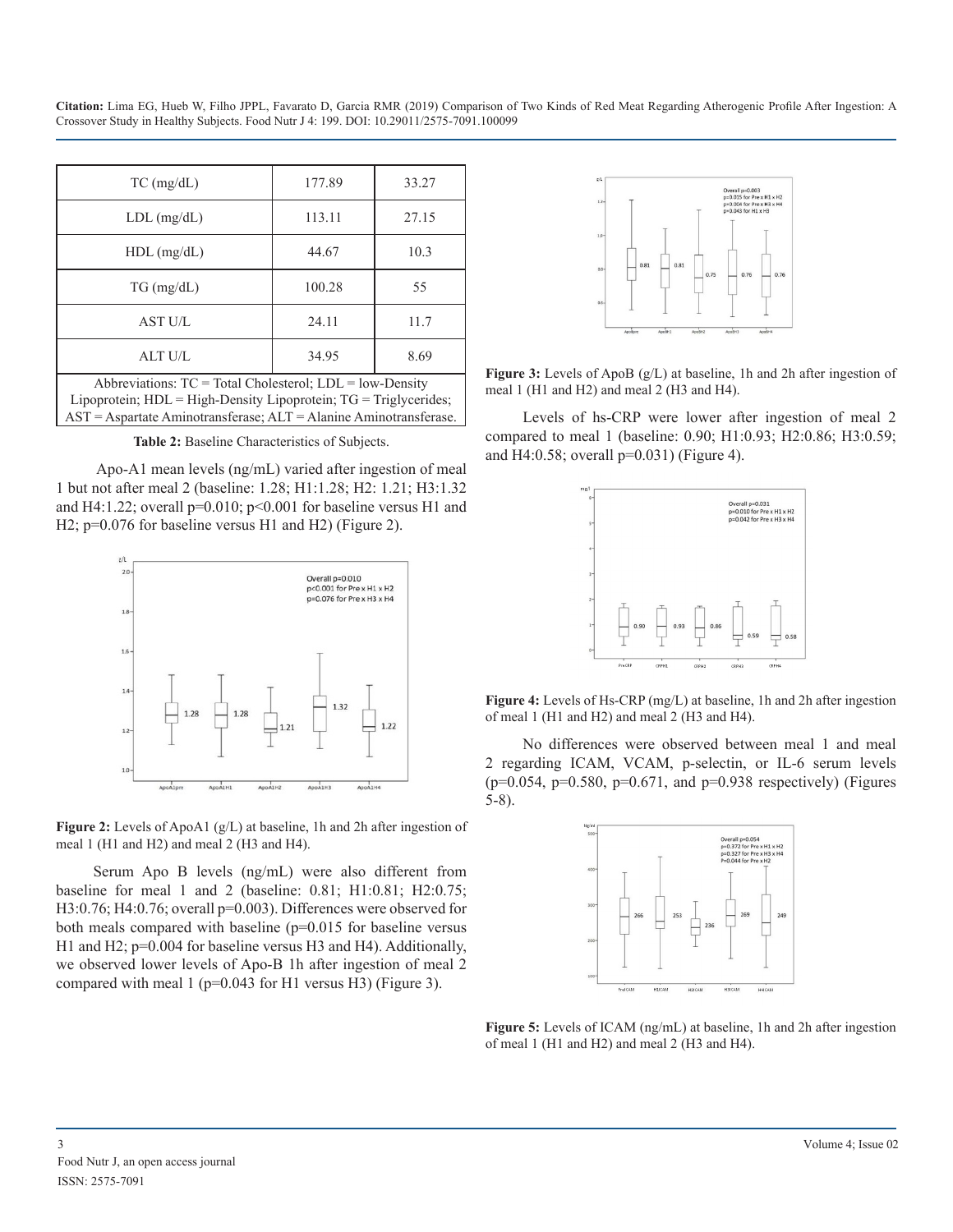| TC (mg/dL) | 177.89 | 33.27 |
|---|---|---|
| LDL (mg/dL) | 113.11 | 27.15 |
| HDL (mg/dL) | 44.67 | 10.3 |
| TG (mg/dL) | 100.28 | 55 |
| AST U/L | 24.11 | 11.7 |
| ALT U/L | 34.95 | 8.69 |
| Abbreviations: TC = Total Cholesterol; LDL = low-Density Lipoprotein; HDL = High-Density Lipoprotein; TG = Triglycerides; AST = Aspartate Aminotransferase; ALT = Alanine Aminotransferase. | | |

**Table 2:** Baseline Characteristics of Subjects.

Apo-A1 mean levels (ng/mL) varied after ingestion of meal 1 but not after meal 2 (baseline: 1.28; H1:1.28; H2: 1.21; H3:1.32 and H4:1.22; overall p=0.010; p<0.001 for baseline versus H1 and H2; p=0.076 for baseline versus H1 and H2) (Figure 2).

**Figure 2:** Levels of ApoA1 (g/L) at baseline, 1h and 2h after ingestion of meal 1 (H1 and H2) and meal 2 (H3 and H4).

Serum Apo B levels (ng/mL) were also different from baseline for meal 1 and 2 (baseline: 0.81; H1:0.81; H2:0.75; H3:0.76; H4:0.76; overall p=0.003). Differences were observed for both meals compared with baseline (p=0.015 for baseline versus H1 and H2; p=0.004 for baseline versus H3 and H4). Additionally, we observed lower levels of Apo-B 1h after ingestion of meal 2 compared with meal 1 (p=0.043 for H1 versus H3) (Figure 3).

**Figure 3:** Levels of ApoB (g/L) at baseline, 1h and 2h after ingestion of meal 1 (H1 and H2) and meal 2 (H3 and H4).

Levels of hs-CRP were lower after ingestion of meal 2 compared to meal 1 (baseline: 0.90; H1:0.93; H2:0.86; H3:0.59; and H4:0.58; overall p=0.031) (Figure 4).

**Figure 4:** Levels of Hs-CRP (mg/L) at baseline, 1h and 2h after ingestion of meal 1 (H1 and H2) and meal 2 (H3 and H4).

No differences were observed between meal 1 and meal 2 regarding ICAM, VCAM, p-selectin, or IL-6 serum levels (p=0.054, p=0.580, p=0.671, and p=0.938 respectively) (Figures 5-8).

**Figure 5:** Levels of ICAM (ng/mL) at baseline, 1h and 2h after ingestion of meal 1 (H1 and H2) and meal 2 (H3 and H4).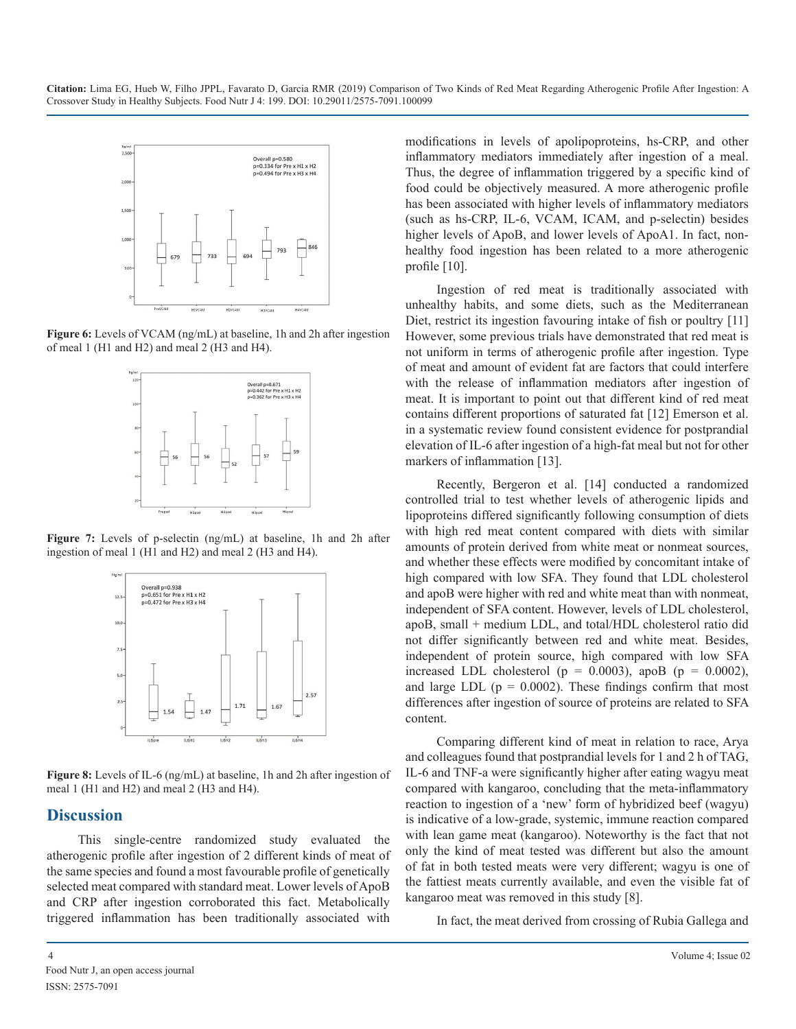Figure 6: Levels of VCAM (ng/mL) at baseline, 1h and 2h after ingestion of meal 1 (H1 and H2) and meal 2 (H3 and H4).

Figure 7: Levels of p-selectin (ng/mL) at baseline, 1h and 2h after ingestion of meal 1 (H1 and H2) and meal 2 (H3 and H4).

Figure 8: Levels of IL-6 (ng/mL) at baseline, 1h and 2h after ingestion of meal 1 (H1 and H2) and meal 2 (H3 and H4).

## Discussion

This single-centre randomized study evaluated the atherogenic profile after ingestion of 2 different kinds of meat of the same species and found a most favourable profile of genetically selected meat compared with standard meat. Lower levels of ApoB and CRP after ingestion corroborated this fact. Metabolically triggered inflammation has been traditionally associated with modifications in levels of apolipoproteins, hs-CRP, and other inflammatory mediators immediately after ingestion of a meal. Thus, the degree of inflammation triggered by a specific kind of food could be objectively measured. A more atherogenic profile has been associated with higher levels of inflammatory mediators (such as hs-CRP, IL-6, VCAM, ICAM, and p-selectin) besides higher levels of ApoB, and lower levels of ApoA1. In fact, non-healthy food ingestion has been related to a more atherogenic profile [10].

Ingestion of red meat is traditionally associated with unhealthy habits, and some diets, such as the Mediterranean Diet, restrict its ingestion favouring intake of fish or poultry [11] However, some previous trials have demonstrated that red meat is not uniform in terms of atherogenic profile after ingestion. Type of meat and amount of evident fat are factors that could interfere with the release of inflammation mediators after ingestion of meat. It is important to point out that different kind of red meat contains different proportions of saturated fat [12] Emerson et al. in a systematic review found consistent evidence for postprandial elevation of IL-6 after ingestion of a high-fat meal but not for other markers of inflammation [13].

Recently, Bergeron et al. [14] conducted a randomized controlled trial to test whether levels of atherogenic lipids and lipoproteins differed significantly following consumption of diets with high red meat content compared with diets with similar amounts of protein derived from white meat or nonmeat sources, and whether these effects were modified by concomitant intake of high compared with low SFA. They found that LDL cholesterol and apoB were higher with red and white meat than with nonmeat, independent of SFA content. However, levels of LDL cholesterol, apoB, small + medium LDL, and total/HDL cholesterol ratio did not differ significantly between red and white meat. Besides, independent of protein source, high compared with low SFA increased LDL cholesterol ($p = 0.0003$), apoB ($p = 0.0002$), and large LDL ($p = 0.0002$). These findings confirm that most differences after ingestion of source of proteins are related to SFA content.

Comparing different kind of meat in relation to race, Arya and colleagues found that postprandial levels for 1 and 2 h of TAG, IL-6 and TNF-a were significantly higher after eating wagyu meat compared with kangaroo, concluding that the meta-inflammatory reaction to ingestion of a 'new' form of hybridized beef (wagyu) is indicative of a low-grade, systemic, immune reaction compared with lean game meat (kangaroo). Noteworthy is the fact that not only the kind of meat tested was different but also the amount of fat in both tested meats were very different; wagyu is one of the fattiest meats currently available, and even the visible fat of kangaroo meat was removed in this study [8].

In fact, the meat derived from crossing of Rubia Gallega and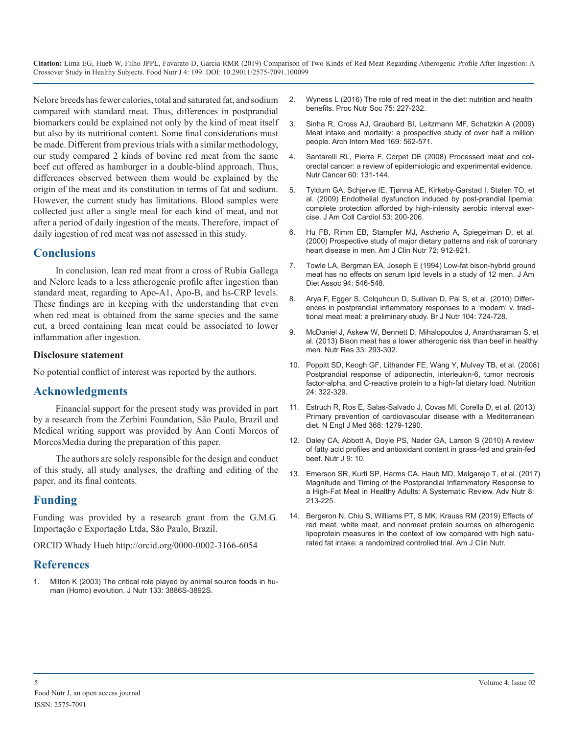Nelore breeds has fewer calories, total and saturated fat, and sodium compared with standard meat. Thus, differences in postprandial biomarkers could be explained not only by the kind of meat itself but also by its nutritional content. Some final considerations must be made. Different from previous trials with a similar methodology, our study compared 2 kinds of bovine red meat from the same beef cut offered as hamburger in a double-blind approach. Thus, differences observed between them would be explained by the origin of the meat and its constitution in terms of fat and sodium. However, the current study has limitations. Blood samples were collected just after a single meal for each kind of meat, and not after a period of daily ingestion of the meats. Therefore, impact of daily ingestion of red meat was not assessed in this study.

## Conclusions

In conclusion, lean red meat from a cross of Rubia Gallega and Nelore leads to a less atherogenic profile after ingestion than standard meat, regarding to Apo-A1, Apo-B, and hs-CRP levels. These findings are in keeping with the understanding that even when red meat is obtained from the same species and the same cut, a breed containing lean meat could be associated to lower inflammation after ingestion.

### Disclosure statement

No potential conflict of interest was reported by the authors.

## Acknowledgments

Financial support for the present study was provided in part by a research from the Zerbini Foundation, São Paulo, Brazil and Medical writing support was provided by Ann Conti Morcos of MorcosMedia during the preparation of this paper.

The authors are solely responsible for the design and conduct of this study, all study analyses, the drafting and editing of the paper, and its final contents.

## Funding

Funding was provided by a research grant from the G.M.G. Importação e Exportação Ltda, São Paulo, Brazil.

ORCID Whady Hueb http://orcid.org/0000-0002-3166-6054

## References

1. Milton K (2003) The critical role played by animal source foods in human (Homo) evolution. J Nutr 133: 3886S-3892S.
2. Wyness L (2016) The role of red meat in the diet: nutrition and health benefits. Proc Nutr Soc 75: 227-232.
3. Sinha R, Cross AJ, Graubard BI, Leitzmann MF, Schatzkin A (2009) Meat intake and mortality: a prospective study of over half a million people. Arch Intern Med 169: 562-571.
4. Santarelli RL, Pierre F, Corpet DE (2008) Processed meat and colorectal cancer: a review of epidemiologic and experimental evidence. Nutr Cancer 60: 131-144.
5. Tyldum GA, Schjerve IE, Tjønna AE, Kirkeby-Garstad I, Stølen TO, et al. (2009) Endothelial dysfunction induced by post-prandial lipemia: complete protection afforded by high-intensity aerobic interval exercise. J Am Coll Cardiol 53: 200-206.
6. Hu FB, Rimm EB, Stampfer MJ, Ascherio A, Spiegelman D, et al. (2000) Prospective study of major dietary patterns and risk of coronary heart disease in men. Am J Clin Nutr 72: 912-921.
7. Towle LA, Bergman EA, Joseph E (1994) Low-fat bison-hybrid ground meat has no effects on serum lipid levels in a study of 12 men. J Am Diet Assoc 94: 546-548.
8. Arya F, Egger S, Colquhoun D, Sullivan D, Pal S, et al. (2010) Differences in postprandial inflammatory responses to a 'modern' v. traditional meat meal: a preliminary study. Br J Nutr 104: 724-728.
9. McDaniel J, Askew W, Bennett D, Mihalopoulos J, Anantharaman S, et al. (2013) Bison meat has a lower atherogenic risk than beef in healthy men. Nutr Res 33: 293-302.
10. Poppitt SD, Keogh GF, Lithander FE, Wang Y, Mulvey TB, et al. (2008) Postprandial response of adiponectin, interleukin-6, tumor necrosis factor-alpha, and C-reactive protein to a high-fat dietary load. Nutrition 24: 322-329.
11. Estruch R, Ros E, Salas-Salvado J, Covas MI, Corella D, et al. (2013) Primary prevention of cardiovascular disease with a Mediterranean diet. N Engl J Med 368: 1279-1290.
12. Daley CA, Abbott A, Doyle PS, Nader GA, Larson S (2010) A review of fatty acid profiles and antioxidant content in grass-fed and grain-fed beef. Nutr J 9: 10.
13. Emerson SR, Kurti SP, Harms CA, Haub MD, Melgarejo T, et al. (2017) Magnitude and Timing of the Postprandial Inflammatory Response to a High-Fat Meal in Healthy Adults: A Systematic Review. Adv Nutr 8: 213-225.
14. Bergeron N, Chiu S, Williams PT, S MK, Krauss RM (2019) Effects of red meat, white meat, and nonmeat protein sources on atherogenic lipoprotein measures in the context of low compared with high saturated fat intake: a randomized controlled trial. Am J Clin Nutr.